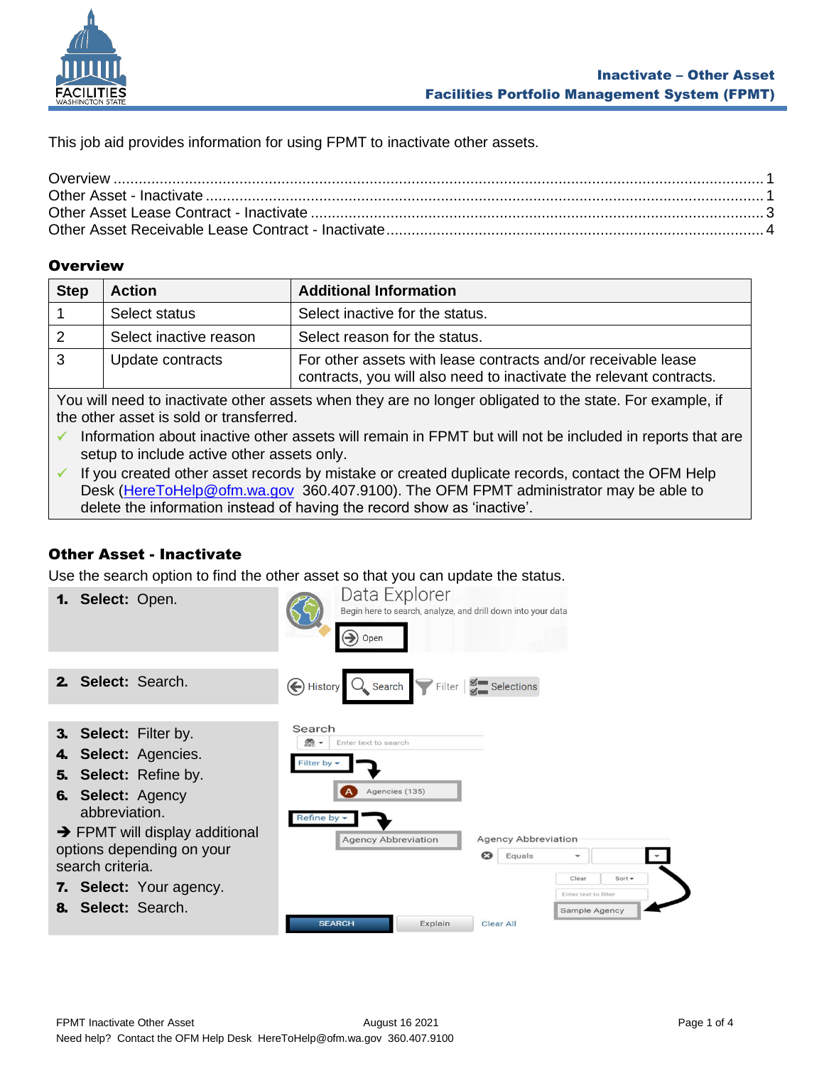This job aid provides information for using FPMT to inactivate other assets.

Overview ........................................................................................................................................ 1
Other Asset - Inactivate ................................................................................................................. 1
Other Asset Lease Contract - Inactivate ........................................................................................ 3
Other Asset Receivable Lease Contract - Inactivate ...................................................................... 4

## Overview

| Step | Action | Additional Information |
|---|---|---|
| 1 | Select status | Select inactive for the status. |
| 2 | Select inactive reason | Select reason for the status. |
| 3 | Update contracts | For other assets with lease contracts and/or receivable lease contracts, you will also need to inactivate the relevant contracts. |

You will need to inactivate other assets when they are no longer obligated to the state. For example, if the other asset is sold or transferred.

- ✓ Information about inactive other assets will remain in FPMT but will not be included in reports that are setup to include active other assets only.
- ✓ If you created other asset records by mistake or created duplicate records, contact the OFM Help Desk (HereToHelp@ofm.wa.gov 360.407.9100). The OFM FPMT administrator may be able to delete the information instead of having the record show as 'inactive'.

## Other Asset - Inactivate

Use the search option to find the other asset so that you can update the status.

1. **Select:** Open.
2. **Select:** Search.
3. **Select:** Filter by.
4. **Select:** Agencies.
5. **Select:** Refine by.
6. **Select:** Agency abbreviation.

→ FPMT will display additional options depending on your search criteria.

7. **Select:** Your agency.
8. **Select:** Search.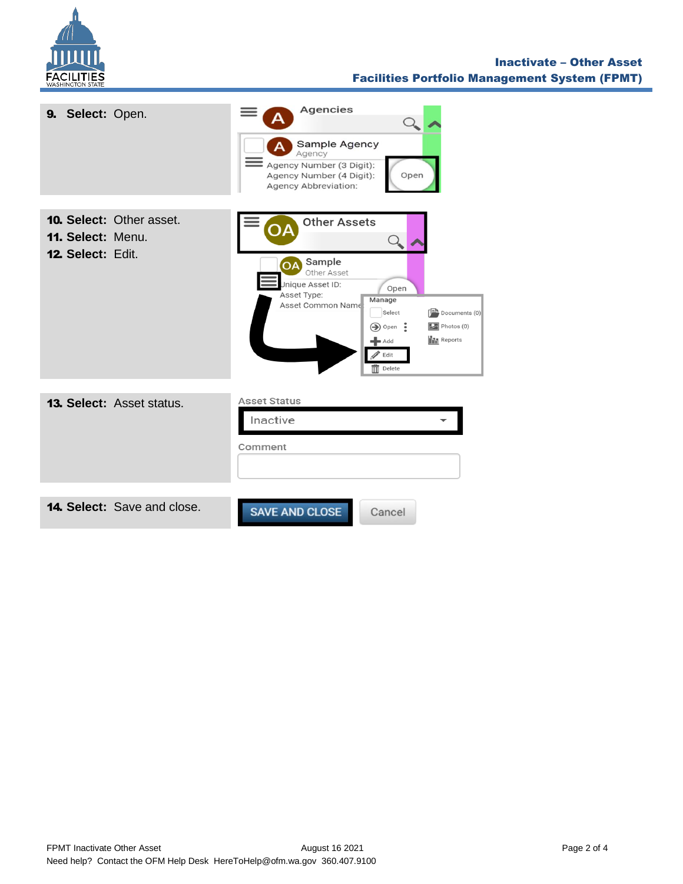9. **Select:** Open.

10. **Select:** Other asset.

11. **Select:** Menu.

12. **Select:** Edit.

13. **Select:** Asset status.

14. **Select:** Save and close.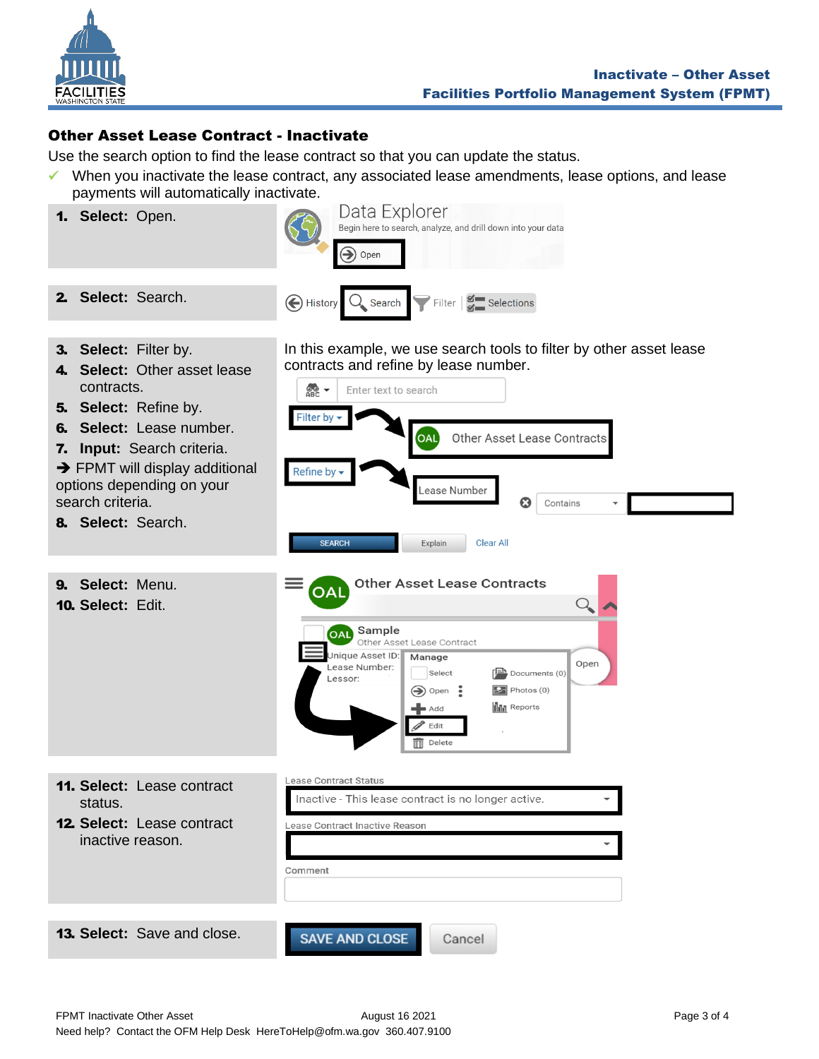## Other Asset Lease Contract - Inactivate

Use the search option to find the lease contract so that you can update the status.

- ✓ When you inactivate the lease contract, any associated lease amendments, lease options, and lease payments will automatically inactivate.

| Step | Screenshot |
| --- | --- |
| **1. Select:** Open. | Data Explorer<br>Begin here to search, analyze, and drill down into your data<br>Open |
| **2. Select:** Search. | History  Search  Filter  Selections |
| **3. Select:** Filter by.<br>**4. Select:** Other asset lease contracts.<br>**5. Select:** Refine by.<br>**6. Select:** Lease number.<br>**7. Input:** Search criteria.<br>➔ FPMT will display additional options depending on your search criteria.<br>**8. Select:** Search. | In this example, we use search tools to filter by other asset lease contracts and refine by lease number.<br>Enter text to search<br>Filter by ➔ OAL Other Asset Lease Contracts<br>Refine by ➔ Lease Number  Contains<br>SEARCH  Explain  Clear All |
| **9. Select:** Menu.<br>**10. Select:** Edit. | OAL Other Asset Lease Contracts<br>OAL Sample<br>Other Asset Lease Contract<br>Unique Asset ID:<br>Lease Number:<br>Lessor:<br>Manage: Select, Open, Add, Edit, Delete, Documents (0), Photos (0), Reports<br>Open |
| **11. Select:** Lease contract status.<br>**12. Select:** Lease contract inactive reason. | Lease Contract Status: Inactive - This lease contract is no longer active.<br>Lease Contract Inactive Reason<br>Comment |
| **13. Select:** Save and close. | SAVE AND CLOSE  Cancel |

FPMT Inactivate Other Asset  August 16 2021

Need help? Contact the OFM Help Desk HereToHelp@ofm.wa.gov 360.407.9100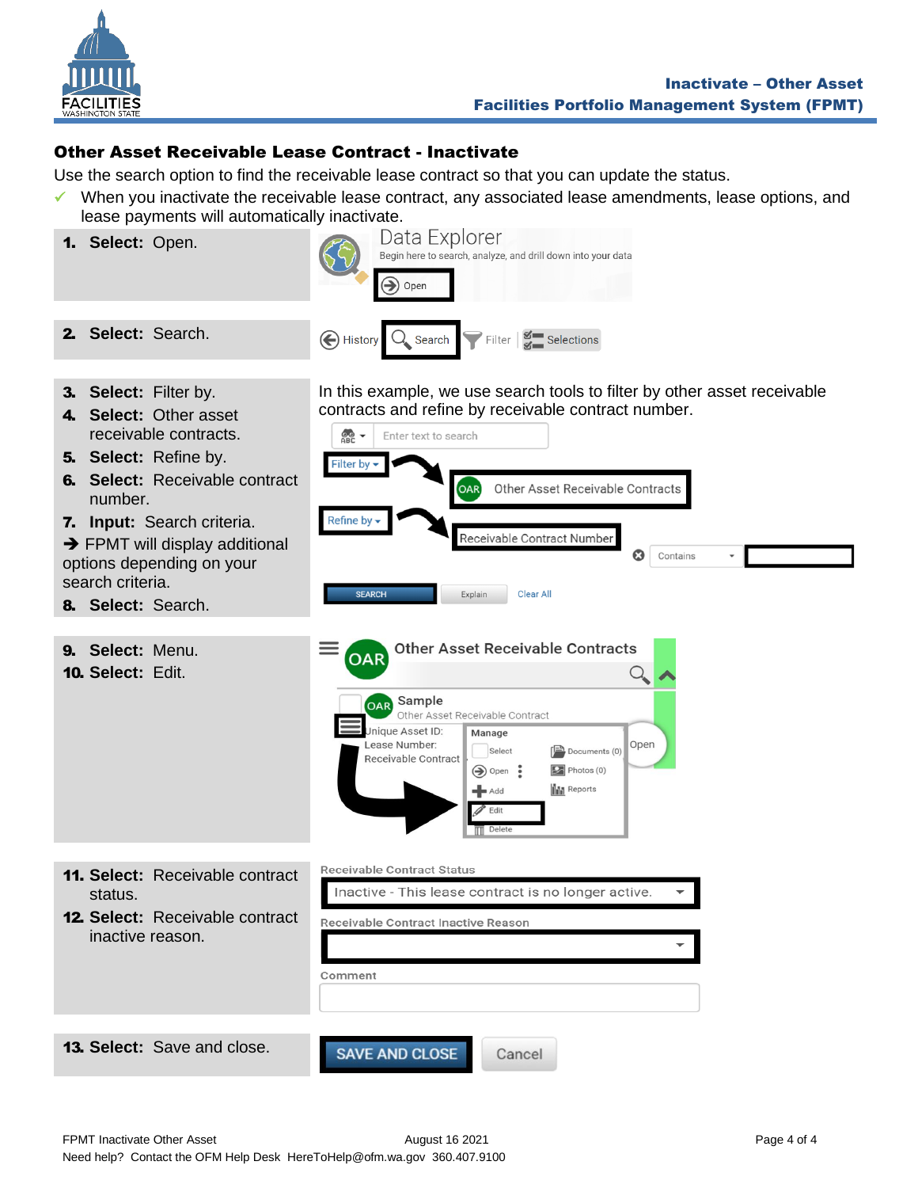## Other Asset Receivable Lease Contract - Inactivate

Use the search option to find the receivable lease contract so that you can update the status.

- ✓ When you inactivate the receivable lease contract, any associated lease amendments, lease options, and lease payments will automatically inactivate.

1. **Select:** Open.

2. **Select:** Search.

3. **Select:** Filter by.
4. **Select:** Other asset receivable contracts.
5. **Select:** Refine by.
6. **Select:** Receivable contract number.
7. **Input:** Search criteria.

   ➔ FPMT will display additional options depending on your search criteria.
8. **Select:** Search.

In this example, we use search tools to filter by other asset receivable contracts and refine by receivable contract number.

9. **Select:** Menu.
10. **Select:** Edit.

11. **Select:** Receivable contract status.
12. **Select:** Receivable contract inactive reason.

13. **Select:** Save and close.

FPMT Inactivate Other Asset August 16 2021

Need help? Contact the OFM Help Desk HereToHelp@ofm.wa.gov 360.407.9100